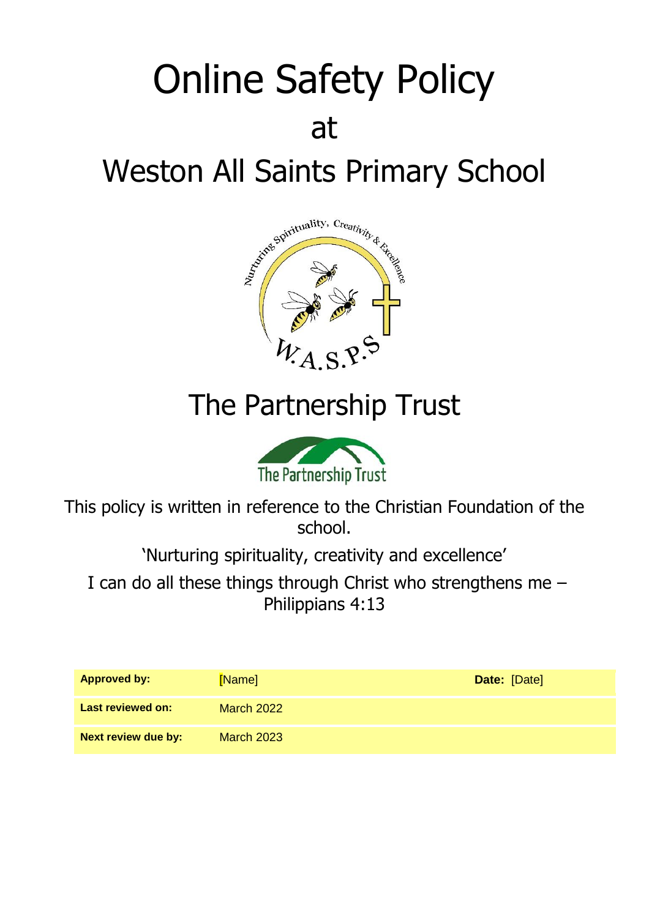# Online Safety Policy

# at

# Weston All Saints Primary School

# The Partnership Trust

This policy is written in reference to the Christian Foundation of the school.

'Nurturing spirituality, creativity and excellence'

I can do all these things through Christ who strengthens me – Philippians 4:13

| **Approved by:** | [Name] | **Date:** [Date] |
|---|---|---|
| **Last reviewed on:** | March 2022 | |
| **Next review due by:** | March 2023 | |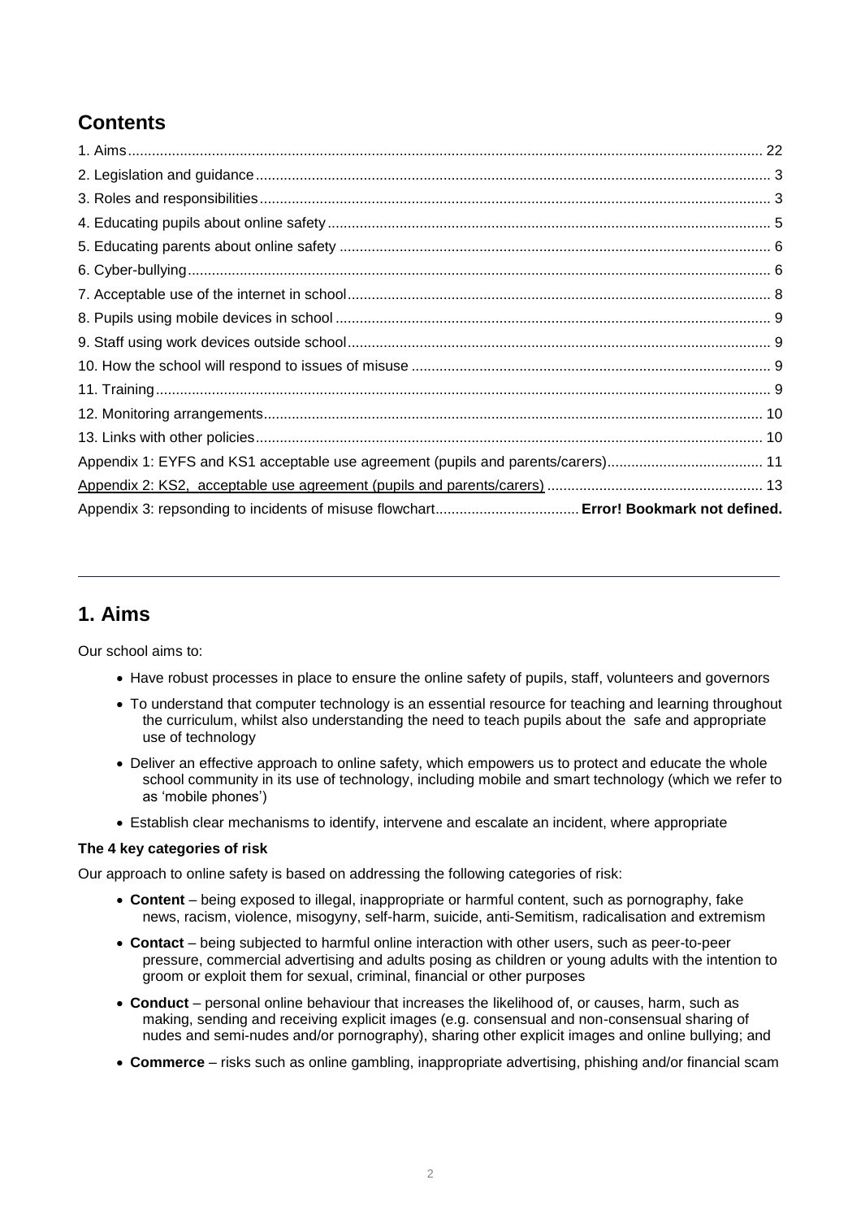## Contents

1. Aims ........ 22
2. Legislation and guidance ........ 3
3. Roles and responsibilities ........ 3
4. Educating pupils about online safety ........ 5
5. Educating parents about online safety ........ 6
6. Cyber-bullying ........ 6
7. Acceptable use of the internet in school ........ 8
8. Pupils using mobile devices in school ........ 9
9. Staff using work devices outside school ........ 9
10. How the school will respond to issues of misuse ........ 9
11. Training ........ 9
12. Monitoring arrangements ........ 10
13. Links with other policies ........ 10

Appendix 1: EYFS and KS1 acceptable use agreement (pupils and parents/carers) ........ 11

Appendix 2: KS2, acceptable use agreement (pupils and parents/carers) ........ 13

Appendix 3: repsonding to incidents of misuse flowchart ........ **Error! Bookmark not defined.**

---

## 1. Aims

Our school aims to:

- Have robust processes in place to ensure the online safety of pupils, staff, volunteers and governors
- To understand that computer technology is an essential resource for teaching and learning throughout the curriculum, whilst also understanding the need to teach pupils about the safe and appropriate use of technology
- Deliver an effective approach to online safety, which empowers us to protect and educate the whole school community in its use of technology, including mobile and smart technology (which we refer to as 'mobile phones')
- Establish clear mechanisms to identify, intervene and escalate an incident, where appropriate

**The 4 key categories of risk**

Our approach to online safety is based on addressing the following categories of risk:

- **Content** – being exposed to illegal, inappropriate or harmful content, such as pornography, fake news, racism, violence, misogyny, self-harm, suicide, anti-Semitism, radicalisation and extremism
- **Contact** – being subjected to harmful online interaction with other users, such as peer-to-peer pressure, commercial advertising and adults posing as children or young adults with the intention to groom or exploit them for sexual, criminal, financial or other purposes
- **Conduct** – personal online behaviour that increases the likelihood of, or causes, harm, such as making, sending and receiving explicit images (e.g. consensual and non-consensual sharing of nudes and semi-nudes and/or pornography), sharing other explicit images and online bullying; and
- **Commerce** – risks such as online gambling, inappropriate advertising, phishing and/or financial scam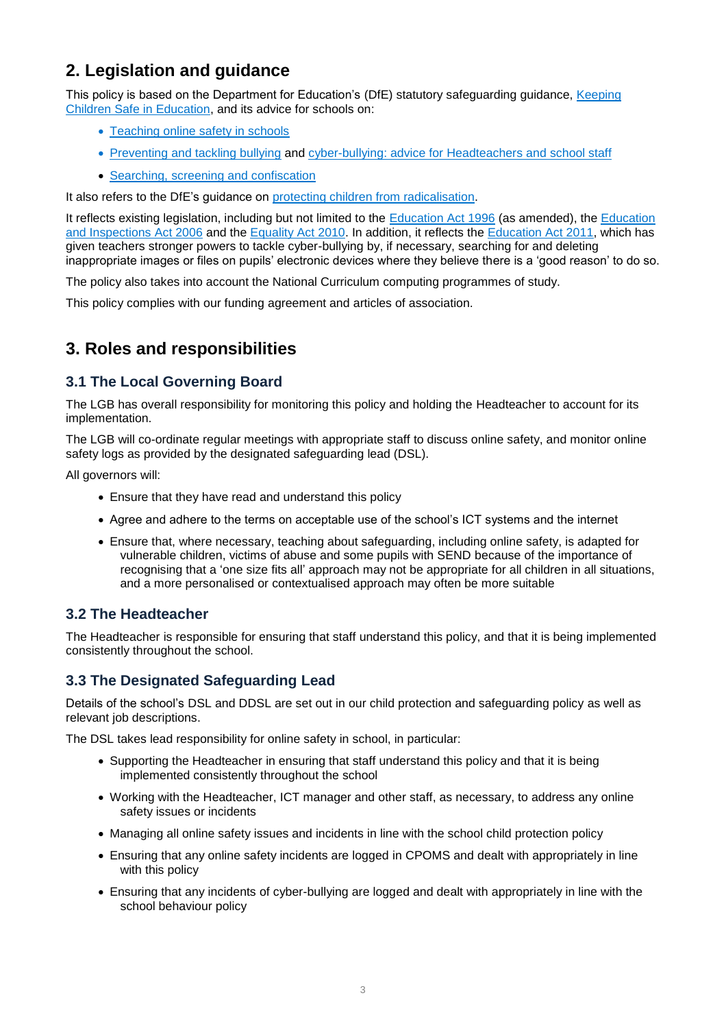## 2. Legislation and guidance

This policy is based on the Department for Education's (DfE) statutory safeguarding guidance, Keeping Children Safe in Education, and its advice for schools on:

- Teaching online safety in schools
- Preventing and tackling bullying and cyber-bullying: advice for Headteachers and school staff
- Searching, screening and confiscation

It also refers to the DfE's guidance on protecting children from radicalisation.

It reflects existing legislation, including but not limited to the Education Act 1996 (as amended), the Education and Inspections Act 2006 and the Equality Act 2010. In addition, it reflects the Education Act 2011, which has given teachers stronger powers to tackle cyber-bullying by, if necessary, searching for and deleting inappropriate images or files on pupils' electronic devices where they believe there is a 'good reason' to do so.

The policy also takes into account the National Curriculum computing programmes of study.

This policy complies with our funding agreement and articles of association.

## 3. Roles and responsibilities

### 3.1 The Local Governing Board

The LGB has overall responsibility for monitoring this policy and holding the Headteacher to account for its implementation.

The LGB will co-ordinate regular meetings with appropriate staff to discuss online safety, and monitor online safety logs as provided by the designated safeguarding lead (DSL).

All governors will:

- Ensure that they have read and understand this policy
- Agree and adhere to the terms on acceptable use of the school's ICT systems and the internet
- Ensure that, where necessary, teaching about safeguarding, including online safety, is adapted for vulnerable children, victims of abuse and some pupils with SEND because of the importance of recognising that a 'one size fits all' approach may not be appropriate for all children in all situations, and a more personalised or contextualised approach may often be more suitable

### 3.2 The Headteacher

The Headteacher is responsible for ensuring that staff understand this policy, and that it is being implemented consistently throughout the school.

### 3.3 The Designated Safeguarding Lead

Details of the school's DSL and DDSL are set out in our child protection and safeguarding policy as well as relevant job descriptions.

The DSL takes lead responsibility for online safety in school, in particular:

- Supporting the Headteacher in ensuring that staff understand this policy and that it is being implemented consistently throughout the school
- Working with the Headteacher, ICT manager and other staff, as necessary, to address any online safety issues or incidents
- Managing all online safety issues and incidents in line with the school child protection policy
- Ensuring that any online safety incidents are logged in CPOMS and dealt with appropriately in line with this policy
- Ensuring that any incidents of cyber-bullying are logged and dealt with appropriately in line with the school behaviour policy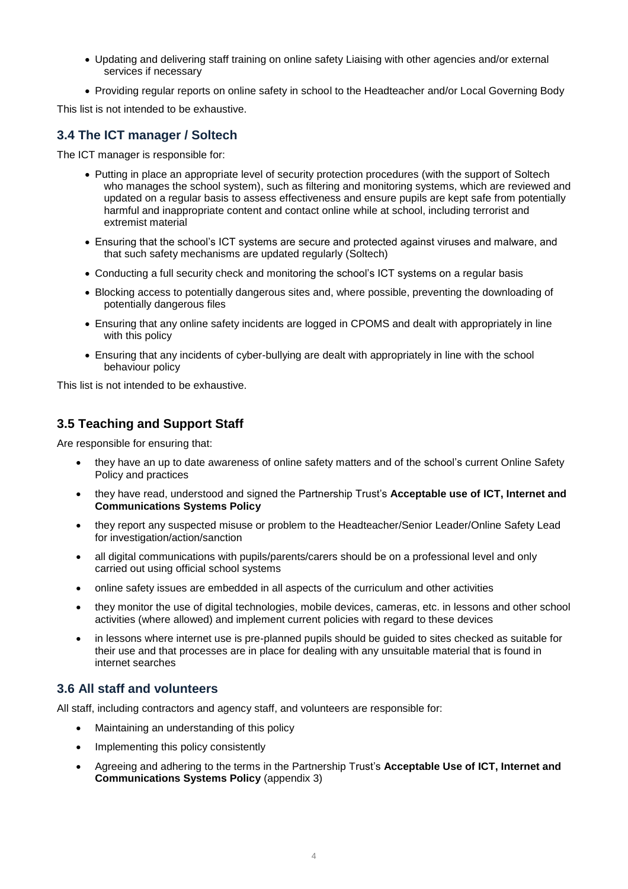- Updating and delivering staff training on online safety Liaising with other agencies and/or external services if necessary
- Providing regular reports on online safety in school to the Headteacher and/or Local Governing Body

This list is not intended to be exhaustive.

### 3.4 The ICT manager / Soltech

The ICT manager is responsible for:

- Putting in place an appropriate level of security protection procedures (with the support of Soltech who manages the school system), such as filtering and monitoring systems, which are reviewed and updated on a regular basis to assess effectiveness and ensure pupils are kept safe from potentially harmful and inappropriate content and contact online while at school, including terrorist and extremist material
- Ensuring that the school's ICT systems are secure and protected against viruses and malware, and that such safety mechanisms are updated regularly (Soltech)
- Conducting a full security check and monitoring the school's ICT systems on a regular basis
- Blocking access to potentially dangerous sites and, where possible, preventing the downloading of potentially dangerous files
- Ensuring that any online safety incidents are logged in CPOMS and dealt with appropriately in line with this policy
- Ensuring that any incidents of cyber-bullying are dealt with appropriately in line with the school behaviour policy

This list is not intended to be exhaustive.

### 3.5 Teaching and Support Staff

Are responsible for ensuring that:

- they have an up to date awareness of online safety matters and of the school's current Online Safety Policy and practices
- they have read, understood and signed the Partnership Trust's **Acceptable use of ICT, Internet and Communications Systems Policy**
- they report any suspected misuse or problem to the Headteacher/Senior Leader/Online Safety Lead for investigation/action/sanction
- all digital communications with pupils/parents/carers should be on a professional level and only carried out using official school systems
- online safety issues are embedded in all aspects of the curriculum and other activities
- they monitor the use of digital technologies, mobile devices, cameras, etc. in lessons and other school activities (where allowed) and implement current policies with regard to these devices
- in lessons where internet use is pre-planned pupils should be guided to sites checked as suitable for their use and that processes are in place for dealing with any unsuitable material that is found in internet searches

### 3.6 All staff and volunteers

All staff, including contractors and agency staff, and volunteers are responsible for:

- Maintaining an understanding of this policy
- Implementing this policy consistently
- Agreeing and adhering to the terms in the Partnership Trust's **Acceptable Use of ICT, Internet and Communications Systems Policy** (appendix 3)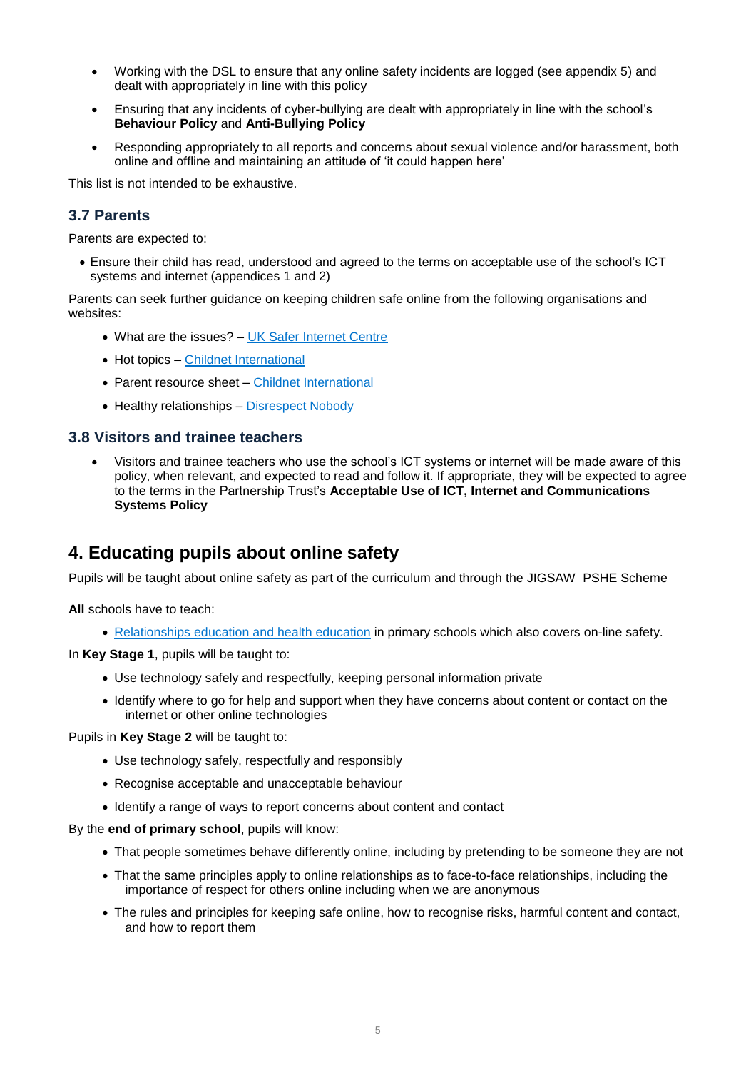- Working with the DSL to ensure that any online safety incidents are logged (see appendix 5) and dealt with appropriately in line with this policy
- Ensuring that any incidents of cyber-bullying are dealt with appropriately in line with the school's **Behaviour Policy** and **Anti-Bullying Policy**
- Responding appropriately to all reports and concerns about sexual violence and/or harassment, both online and offline and maintaining an attitude of 'it could happen here'

This list is not intended to be exhaustive.

### 3.7 Parents

Parents are expected to:

- Ensure their child has read, understood and agreed to the terms on acceptable use of the school's ICT systems and internet (appendices 1 and 2)

Parents can seek further guidance on keeping children safe online from the following organisations and websites:

- What are the issues? – UK Safer Internet Centre
- Hot topics – Childnet International
- Parent resource sheet – Childnet International
- Healthy relationships – Disrespect Nobody

### 3.8 Visitors and trainee teachers

- Visitors and trainee teachers who use the school's ICT systems or internet will be made aware of this policy, when relevant, and expected to read and follow it. If appropriate, they will be expected to agree to the terms in the Partnership Trust's **Acceptable Use of ICT, Internet and Communications Systems Policy**

## 4. Educating pupils about online safety

Pupils will be taught about online safety as part of the curriculum and through the JIGSAW PSHE Scheme

**All** schools have to teach:

- Relationships education and health education in primary schools which also covers on-line safety.

In **Key Stage 1**, pupils will be taught to:

- Use technology safely and respectfully, keeping personal information private
- Identify where to go for help and support when they have concerns about content or contact on the internet or other online technologies

Pupils in **Key Stage 2** will be taught to:

- Use technology safely, respectfully and responsibly
- Recognise acceptable and unacceptable behaviour
- Identify a range of ways to report concerns about content and contact

By the **end of primary school**, pupils will know:

- That people sometimes behave differently online, including by pretending to be someone they are not
- That the same principles apply to online relationships as to face-to-face relationships, including the importance of respect for others online including when we are anonymous
- The rules and principles for keeping safe online, how to recognise risks, harmful content and contact, and how to report them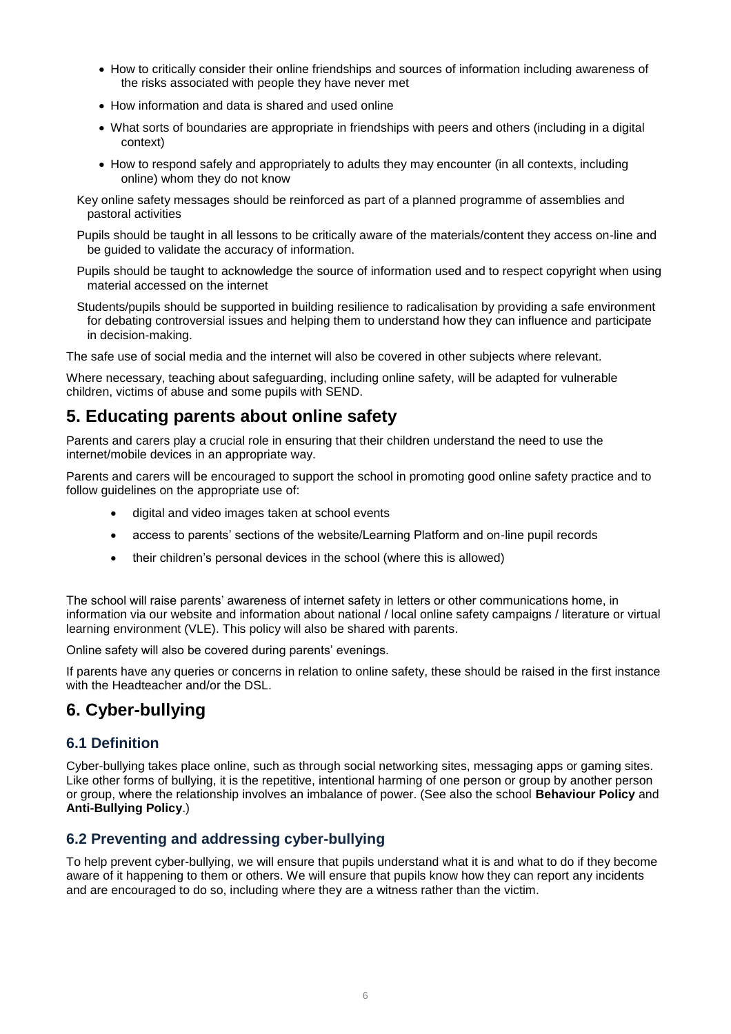- How to critically consider their online friendships and sources of information including awareness of the risks associated with people they have never met
- How information and data is shared and used online
- What sorts of boundaries are appropriate in friendships with peers and others (including in a digital context)
- How to respond safely and appropriately to adults they may encounter (in all contexts, including online) whom they do not know

Key online safety messages should be reinforced as part of a planned programme of assemblies and pastoral activities

Pupils should be taught in all lessons to be critically aware of the materials/content they access on-line and be guided to validate the accuracy of information.

Pupils should be taught to acknowledge the source of information used and to respect copyright when using material accessed on the internet

Students/pupils should be supported in building resilience to radicalisation by providing a safe environment for debating controversial issues and helping them to understand how they can influence and participate in decision-making.

The safe use of social media and the internet will also be covered in other subjects where relevant.

Where necessary, teaching about safeguarding, including online safety, will be adapted for vulnerable children, victims of abuse and some pupils with SEND.

## 5. Educating parents about online safety

Parents and carers play a crucial role in ensuring that their children understand the need to use the internet/mobile devices in an appropriate way.

Parents and carers will be encouraged to support the school in promoting good online safety practice and to follow guidelines on the appropriate use of:

- digital and video images taken at school events
- access to parents' sections of the website/Learning Platform and on-line pupil records
- their children's personal devices in the school (where this is allowed)

The school will raise parents' awareness of internet safety in letters or other communications home, in information via our website and information about national / local online safety campaigns / literature or virtual learning environment (VLE). This policy will also be shared with parents.

Online safety will also be covered during parents' evenings.

If parents have any queries or concerns in relation to online safety, these should be raised in the first instance with the Headteacher and/or the DSL.

## 6. Cyber-bullying

### 6.1 Definition

Cyber-bullying takes place online, such as through social networking sites, messaging apps or gaming sites. Like other forms of bullying, it is the repetitive, intentional harming of one person or group by another person or group, where the relationship involves an imbalance of power. (See also the school **Behaviour Policy** and **Anti-Bullying Policy**.)

### 6.2 Preventing and addressing cyber-bullying

To help prevent cyber-bullying, we will ensure that pupils understand what it is and what to do if they become aware of it happening to them or others. We will ensure that pupils know how they can report any incidents and are encouraged to do so, including where they are a witness rather than the victim.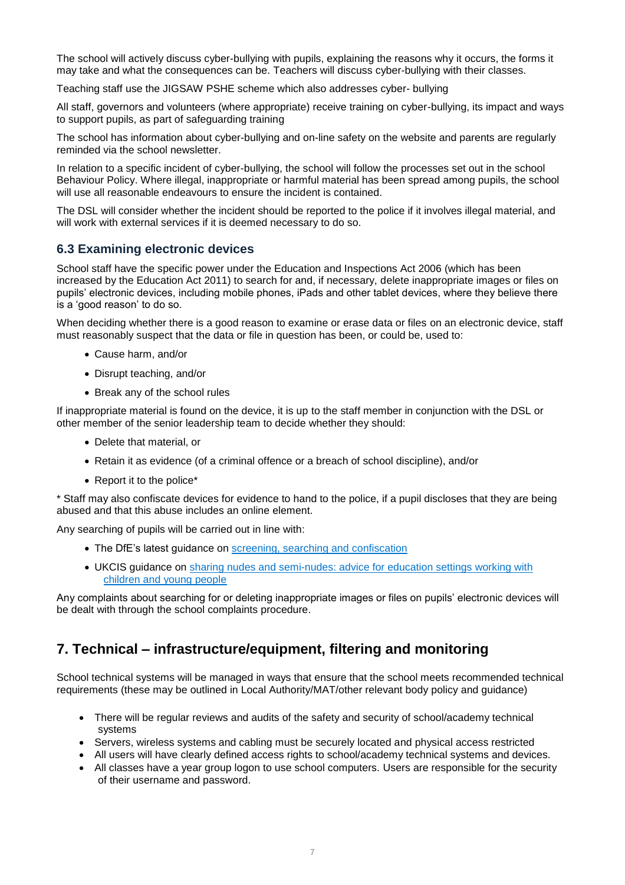The school will actively discuss cyber-bullying with pupils, explaining the reasons why it occurs, the forms it may take and what the consequences can be. Teachers will discuss cyber-bullying with their classes.

Teaching staff use the JIGSAW PSHE scheme which also addresses cyber- bullying

All staff, governors and volunteers (where appropriate) receive training on cyber-bullying, its impact and ways to support pupils, as part of safeguarding training

The school has information about cyber-bullying and on-line safety on the website and parents are regularly reminded via the school newsletter.

In relation to a specific incident of cyber-bullying, the school will follow the processes set out in the school Behaviour Policy. Where illegal, inappropriate or harmful material has been spread among pupils, the school will use all reasonable endeavours to ensure the incident is contained.

The DSL will consider whether the incident should be reported to the police if it involves illegal material, and will work with external services if it is deemed necessary to do so.

### 6.3 Examining electronic devices

School staff have the specific power under the Education and Inspections Act 2006 (which has been increased by the Education Act 2011) to search for and, if necessary, delete inappropriate images or files on pupils' electronic devices, including mobile phones, iPads and other tablet devices, where they believe there is a 'good reason' to do so.

When deciding whether there is a good reason to examine or erase data or files on an electronic device, staff must reasonably suspect that the data or file in question has been, or could be, used to:

- Cause harm, and/or
- Disrupt teaching, and/or
- Break any of the school rules

If inappropriate material is found on the device, it is up to the staff member in conjunction with the DSL or other member of the senior leadership team to decide whether they should:

- Delete that material, or
- Retain it as evidence (of a criminal offence or a breach of school discipline), and/or
- Report it to the police*

* Staff may also confiscate devices for evidence to hand to the police, if a pupil discloses that they are being abused and that this abuse includes an online element.

Any searching of pupils will be carried out in line with:

- The DfE's latest guidance on [screening, searching and confiscation]
- UKCIS guidance on [sharing nudes and semi-nudes: advice for education settings working with children and young people]

Any complaints about searching for or deleting inappropriate images or files on pupils' electronic devices will be dealt with through the school complaints procedure.

## 7. Technical – infrastructure/equipment, filtering and monitoring

School technical systems will be managed in ways that ensure that the school meets recommended technical requirements (these may be outlined in Local Authority/MAT/other relevant body policy and guidance)

- There will be regular reviews and audits of the safety and security of school/academy technical systems
- Servers, wireless systems and cabling must be securely located and physical access restricted
- All users will have clearly defined access rights to school/academy technical systems and devices.
- All classes have a year group logon to use school computers. Users are responsible for the security of their username and password.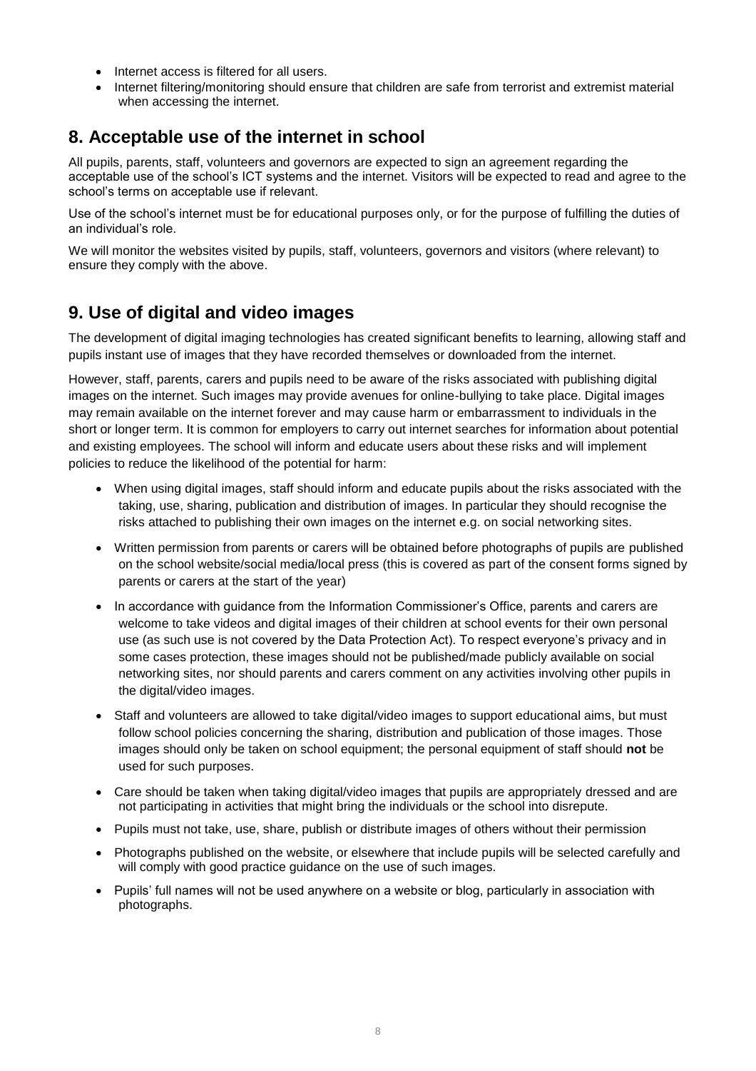- Internet access is filtered for all users.
- Internet filtering/monitoring should ensure that children are safe from terrorist and extremist material when accessing the internet.

## 8. Acceptable use of the internet in school

All pupils, parents, staff, volunteers and governors are expected to sign an agreement regarding the acceptable use of the school's ICT systems and the internet. Visitors will be expected to read and agree to the school's terms on acceptable use if relevant.

Use of the school's internet must be for educational purposes only, or for the purpose of fulfilling the duties of an individual's role.

We will monitor the websites visited by pupils, staff, volunteers, governors and visitors (where relevant) to ensure they comply with the above.

## 9. Use of digital and video images

The development of digital imaging technologies has created significant benefits to learning, allowing staff and pupils instant use of images that they have recorded themselves or downloaded from the internet.

However, staff, parents, carers and pupils need to be aware of the risks associated with publishing digital images on the internet. Such images may provide avenues for online-bullying to take place. Digital images may remain available on the internet forever and may cause harm or embarrassment to individuals in the short or longer term. It is common for employers to carry out internet searches for information about potential and existing employees. The school will inform and educate users about these risks and will implement policies to reduce the likelihood of the potential for harm:

- When using digital images, staff should inform and educate pupils about the risks associated with the taking, use, sharing, publication and distribution of images. In particular they should recognise the risks attached to publishing their own images on the internet e.g. on social networking sites.
- Written permission from parents or carers will be obtained before photographs of pupils are published on the school website/social media/local press (this is covered as part of the consent forms signed by parents or carers at the start of the year)
- In accordance with guidance from the Information Commissioner's Office, parents and carers are welcome to take videos and digital images of their children at school events for their own personal use (as such use is not covered by the Data Protection Act). To respect everyone's privacy and in some cases protection, these images should not be published/made publicly available on social networking sites, nor should parents and carers comment on any activities involving other pupils in the digital/video images.
- Staff and volunteers are allowed to take digital/video images to support educational aims, but must follow school policies concerning the sharing, distribution and publication of those images. Those images should only be taken on school equipment; the personal equipment of staff should **not** be used for such purposes.
- Care should be taken when taking digital/video images that pupils are appropriately dressed and are not participating in activities that might bring the individuals or the school into disrepute.
- Pupils must not take, use, share, publish or distribute images of others without their permission
- Photographs published on the website, or elsewhere that include pupils will be selected carefully and will comply with good practice guidance on the use of such images.
- Pupils' full names will not be used anywhere on a website or blog, particularly in association with photographs.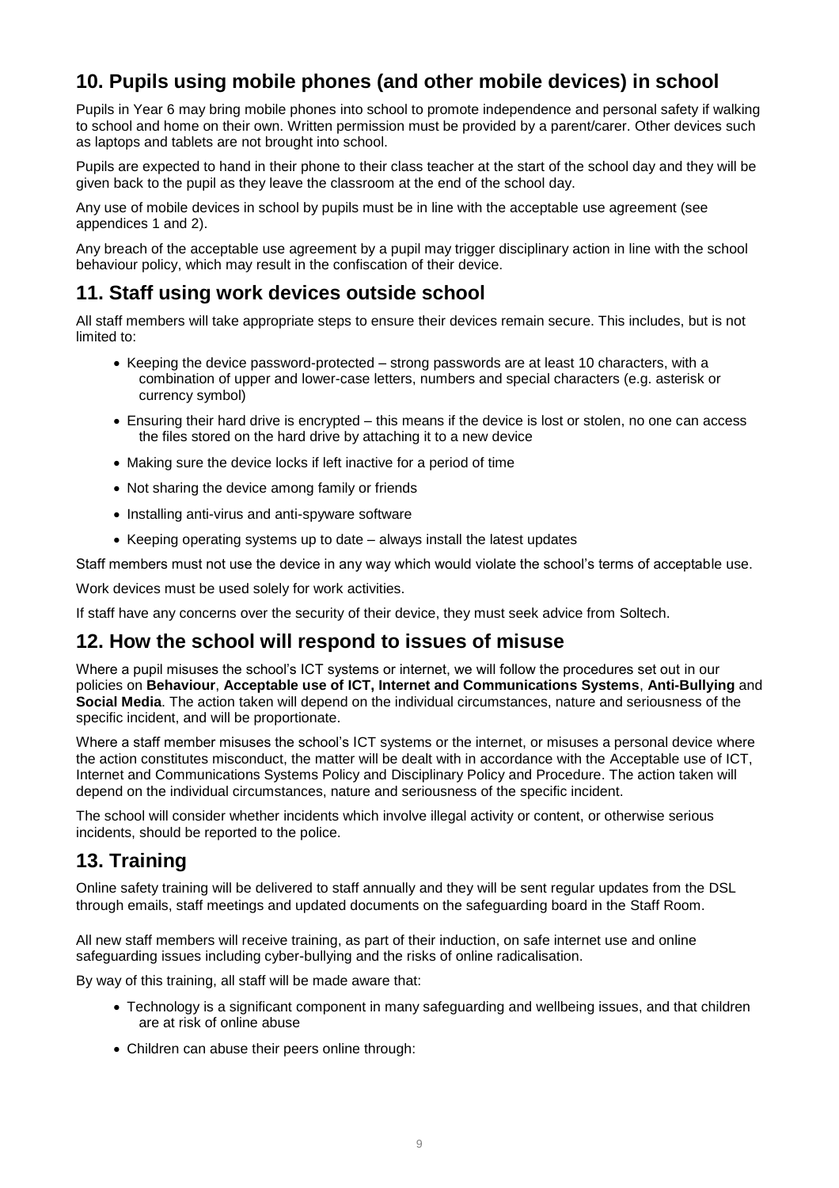## 10. Pupils using mobile phones (and other mobile devices) in school

Pupils in Year 6 may bring mobile phones into school to promote independence and personal safety if walking to school and home on their own. Written permission must be provided by a parent/carer. Other devices such as laptops and tablets are not brought into school.

Pupils are expected to hand in their phone to their class teacher at the start of the school day and they will be given back to the pupil as they leave the classroom at the end of the school day.

Any use of mobile devices in school by pupils must be in line with the acceptable use agreement (see appendices 1 and 2).

Any breach of the acceptable use agreement by a pupil may trigger disciplinary action in line with the school behaviour policy, which may result in the confiscation of their device.

## 11. Staff using work devices outside school

All staff members will take appropriate steps to ensure their devices remain secure. This includes, but is not limited to:

- Keeping the device password-protected – strong passwords are at least 10 characters, with a combination of upper and lower-case letters, numbers and special characters (e.g. asterisk or currency symbol)
- Ensuring their hard drive is encrypted – this means if the device is lost or stolen, no one can access the files stored on the hard drive by attaching it to a new device
- Making sure the device locks if left inactive for a period of time
- Not sharing the device among family or friends
- Installing anti-virus and anti-spyware software
- Keeping operating systems up to date – always install the latest updates

Staff members must not use the device in any way which would violate the school's terms of acceptable use.

Work devices must be used solely for work activities.

If staff have any concerns over the security of their device, they must seek advice from Soltech.

## 12. How the school will respond to issues of misuse

Where a pupil misuses the school's ICT systems or internet, we will follow the procedures set out in our policies on **Behaviour**, **Acceptable use of ICT, Internet and Communications Systems**, **Anti-Bullying** and **Social Media**. The action taken will depend on the individual circumstances, nature and seriousness of the specific incident, and will be proportionate.

Where a staff member misuses the school's ICT systems or the internet, or misuses a personal device where the action constitutes misconduct, the matter will be dealt with in accordance with the Acceptable use of ICT, Internet and Communications Systems Policy and Disciplinary Policy and Procedure. The action taken will depend on the individual circumstances, nature and seriousness of the specific incident.

The school will consider whether incidents which involve illegal activity or content, or otherwise serious incidents, should be reported to the police.

## 13. Training

Online safety training will be delivered to staff annually and they will be sent regular updates from the DSL through emails, staff meetings and updated documents on the safeguarding board in the Staff Room.

All new staff members will receive training, as part of their induction, on safe internet use and online safeguarding issues including cyber-bullying and the risks of online radicalisation.

By way of this training, all staff will be made aware that:

- Technology is a significant component in many safeguarding and wellbeing issues, and that children are at risk of online abuse
- Children can abuse their peers online through: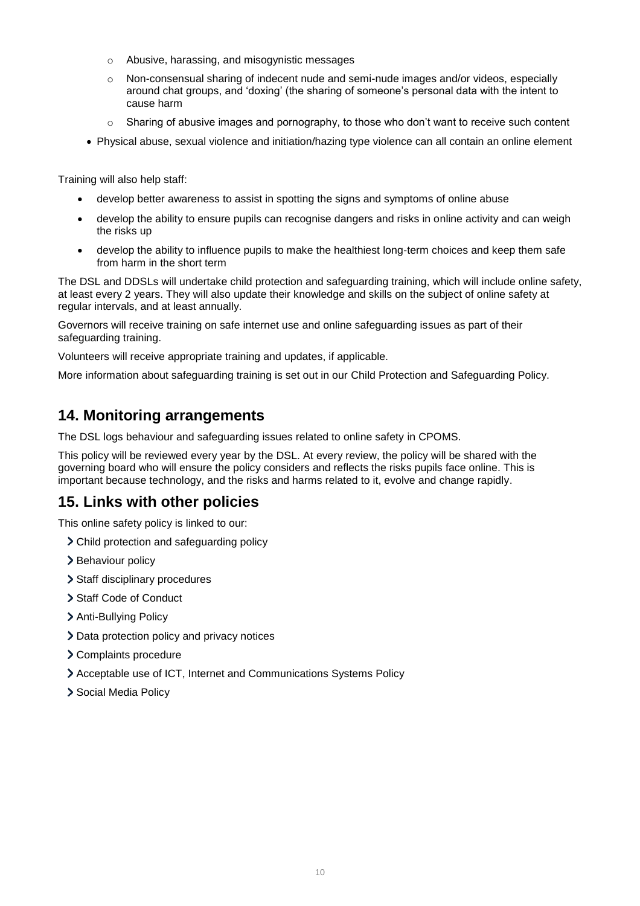- Abusive, harassing, and misogynistic messages
   - Non-consensual sharing of indecent nude and semi-nude images and/or videos, especially around chat groups, and 'doxing' (the sharing of someone's personal data with the intent to cause harm
   - Sharing of abusive images and pornography, to those who don't want to receive such content
- Physical abuse, sexual violence and initiation/hazing type violence can all contain an online element

Training will also help staff:

- develop better awareness to assist in spotting the signs and symptoms of online abuse
- develop the ability to ensure pupils can recognise dangers and risks in online activity and can weigh the risks up
- develop the ability to influence pupils to make the healthiest long-term choices and keep them safe from harm in the short term

The DSL and DDSLs will undertake child protection and safeguarding training, which will include online safety, at least every 2 years. They will also update their knowledge and skills on the subject of online safety at regular intervals, and at least annually.

Governors will receive training on safe internet use and online safeguarding issues as part of their safeguarding training.

Volunteers will receive appropriate training and updates, if applicable.

More information about safeguarding training is set out in our Child Protection and Safeguarding Policy.

## 14. Monitoring arrangements

The DSL logs behaviour and safeguarding issues related to online safety in CPOMS.

This policy will be reviewed every year by the DSL. At every review, the policy will be shared with the governing board who will ensure the policy considers and reflects the risks pupils face online. This is important because technology, and the risks and harms related to it, evolve and change rapidly.

## 15. Links with other policies

This online safety policy is linked to our:

- Child protection and safeguarding policy
- Behaviour policy
- Staff disciplinary procedures
- Staff Code of Conduct
- Anti-Bullying Policy
- Data protection policy and privacy notices
- Complaints procedure
- Acceptable use of ICT, Internet and Communications Systems Policy
- Social Media Policy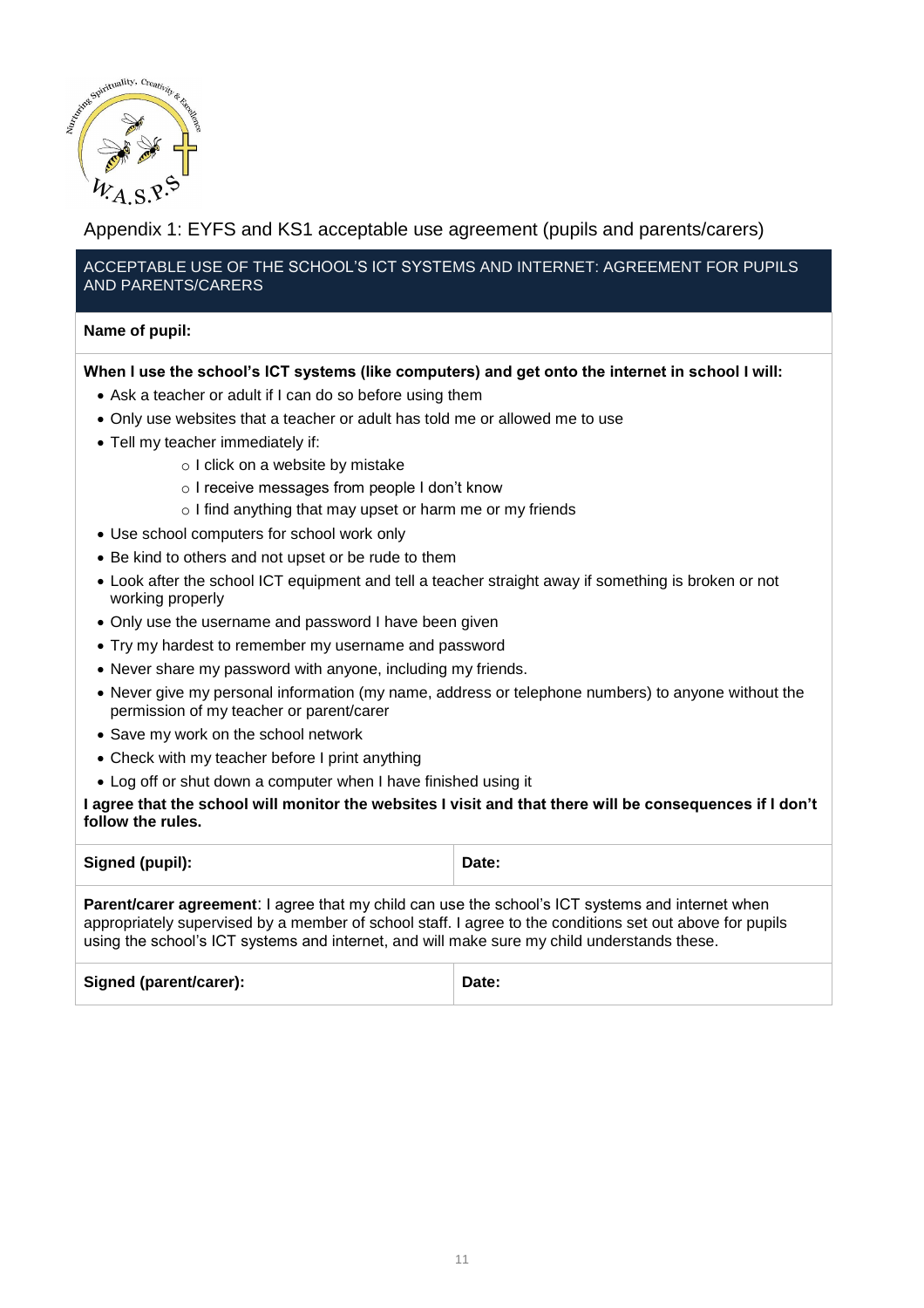## Appendix 1: EYFS and KS1 acceptable use agreement (pupils and parents/carers)

### ACCEPTABLE USE OF THE SCHOOL'S ICT SYSTEMS AND INTERNET: AGREEMENT FOR PUPILS AND PARENTS/CARERS

**Name of pupil:**

**When I use the school's ICT systems (like computers) and get onto the internet in school I will:**

- Ask a teacher or adult if I can do so before using them
- Only use websites that a teacher or adult has told me or allowed me to use
- Tell my teacher immediately if:
  - I click on a website by mistake
  - I receive messages from people I don't know
  - I find anything that may upset or harm me or my friends
- Use school computers for school work only
- Be kind to others and not upset or be rude to them
- Look after the school ICT equipment and tell a teacher straight away if something is broken or not working properly
- Only use the username and password I have been given
- Try my hardest to remember my username and password
- Never share my password with anyone, including my friends.
- Never give my personal information (my name, address or telephone numbers) to anyone without the permission of my teacher or parent/carer
- Save my work on the school network
- Check with my teacher before I print anything
- Log off or shut down a computer when I have finished using it

**I agree that the school will monitor the websites I visit and that there will be consequences if I don't follow the rules.**

| **Signed (pupil):** | **Date:** |
| --- | --- |

**Parent/carer agreement**: I agree that my child can use the school's ICT systems and internet when appropriately supervised by a member of school staff. I agree to the conditions set out above for pupils using the school's ICT systems and internet, and will make sure my child understands these.

| **Signed (parent/carer):** | **Date:** |
| --- | --- |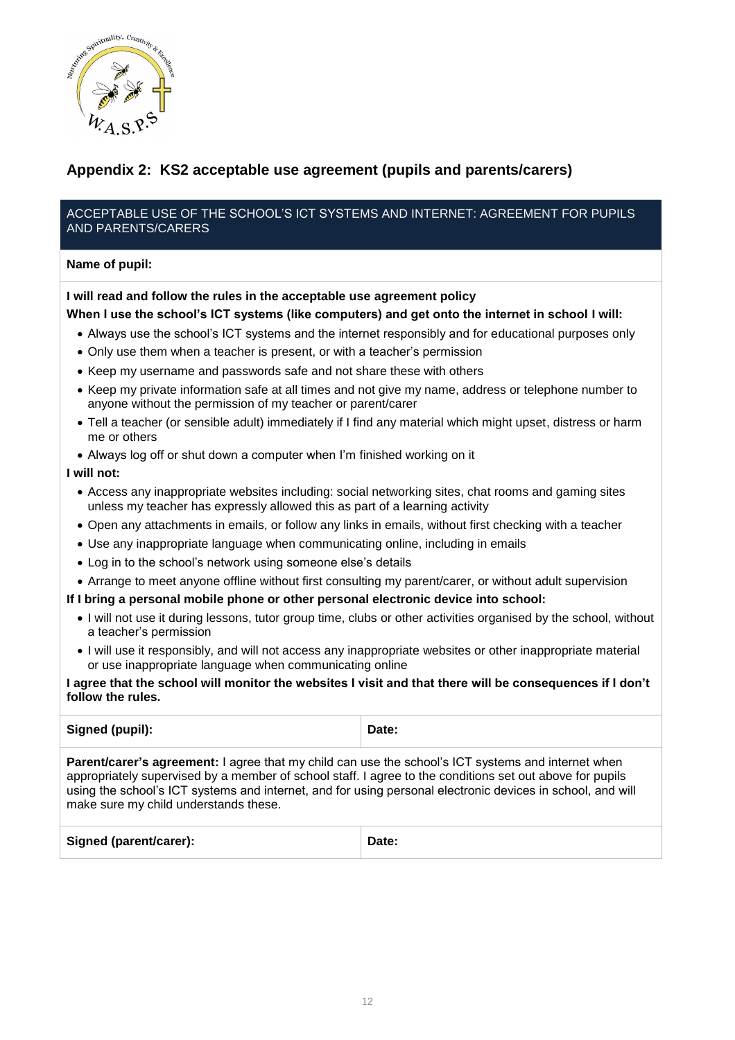## Appendix 2: KS2 acceptable use agreement (pupils and parents/carers)

ACCEPTABLE USE OF THE SCHOOL'S ICT SYSTEMS AND INTERNET: AGREEMENT FOR PUPILS AND PARENTS/CARERS

**Name of pupil:**

**I will read and follow the rules in the acceptable use agreement policy**

**When I use the school's ICT systems (like computers) and get onto the internet in school I will:**

- Always use the school's ICT systems and the internet responsibly and for educational purposes only
- Only use them when a teacher is present, or with a teacher's permission
- Keep my username and passwords safe and not share these with others
- Keep my private information safe at all times and not give my name, address or telephone number to anyone without the permission of my teacher or parent/carer
- Tell a teacher (or sensible adult) immediately if I find any material which might upset, distress or harm me or others
- Always log off or shut down a computer when I'm finished working on it

**I will not:**

- Access any inappropriate websites including: social networking sites, chat rooms and gaming sites unless my teacher has expressly allowed this as part of a learning activity
- Open any attachments in emails, or follow any links in emails, without first checking with a teacher
- Use any inappropriate language when communicating online, including in emails
- Log in to the school's network using someone else's details
- Arrange to meet anyone offline without first consulting my parent/carer, or without adult supervision

**If I bring a personal mobile phone or other personal electronic device into school:**

- I will not use it during lessons, tutor group time, clubs or other activities organised by the school, without a teacher's permission
- I will use it responsibly, and will not access any inappropriate websites or other inappropriate material or use inappropriate language when communicating online

**I agree that the school will monitor the websites I visit and that there will be consequences if I don't follow the rules.**

| **Signed (pupil):** | **Date:** |
| --- | --- |

**Parent/carer's agreement:** I agree that my child can use the school's ICT systems and internet when appropriately supervised by a member of school staff. I agree to the conditions set out above for pupils using the school's ICT systems and internet, and for using personal electronic devices in school, and will make sure my child understands these.

| **Signed (parent/carer):** | **Date:** |
| --- | --- |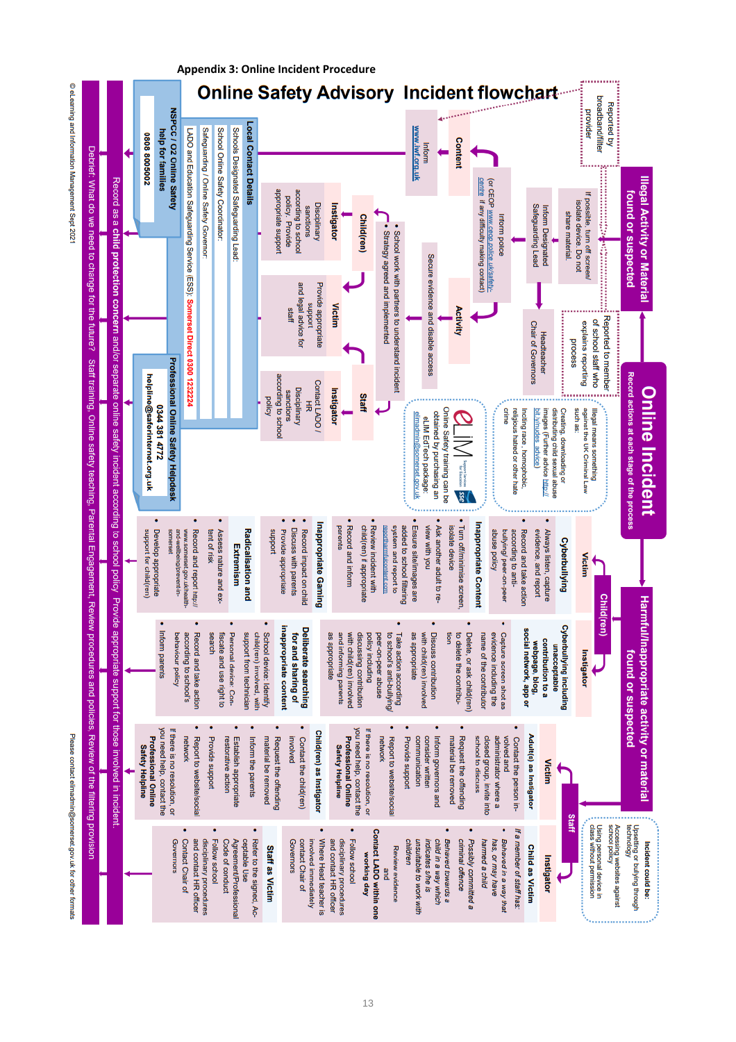**Appendix 3: Online Incident Procedure**

# Online Safety Advisory Incident flowchart

# Online Incident

Record actions at each stage of the process

**Incident could be:**
Upsetting or bullying through technology
Accessing websites against school policy
Using personal device in class without permission

## Illegal Activity or Material found or suspected

Reported by broadband/filter provider

Reported to member of school staff who explains reporting process

Illegal means something against the UK Criminal Law such as:
Creating, downloading or distributing child sexual abuse images (Further advice http://bit.ly/nudes_advice)
Inciting race, homophobic, religious hatred or other hate crime

If possible, turn off screen/ isolate device. Do not share material.

Inform Designated Safeguarding Lead

Headteacher
Chair of Governors

### Content

Inform www.iwf.org.uk

Inform police
(or CEOP www.ceop.police.uk/safety-centre if any difficulty making contact)

### Activity

Secure evidence and disable access

### Child(ren)

- School work with partners to understand incident
- Strategy agreed and implemented

**Instigator**
Disciplinary sanctions according to school policy. Provide appropriate support

**Victim**
Provide appropriate support and legal advice for staff

### Staff

**Instigator**
Contact LADO / HR
Disciplinary sanctions according to school policy

Online Safety training can be obtained by purchasing an eLIM EdTech package: elimadmin@somerset.gov.uk

## Harmful/Inappropriate activity or material found or suspected

### Child(ren)

#### Victim

**Cyberbullying**
- Always listen, capture evidence, and report
- Record and take action according to anti-bullying peer-on-peer abuse policy

**Inappropriate Content**
- Turn off/minimise screen, isolate device
- Ask another adult to review with you
- Ensure site/images are added to school filtering system and report to reportharmfulcontent.com
- Review incident with child(ren) if appropriate
- Record and inform parents

**Inappropriate Gaming**
- Record impact on child
- Discuss with parents
- Provide appropriate support

**Radicalisation and Extremism**
- Assess nature and extent of risk
- Record and report http://www.somerset.gov.uk/health-and-wellbeing/prevent-in-somerset
- Develop appropriate support for child(ren)

#### Instigator

**Cyberbullying including unacceptable contribution to a webpage blog, social network, app or**
- Capture screen shot as evidence including the name of the contributor
- Delete, or ask child(ren) to delete the contribution
- Discuss contribution with child(ren) involved as appropriate
- Take action according to school's anti-bullying/ peer-on-peer abuse policy including discussing contribution with child(ren) involved and informing parents as appropriate

**Deliberate searching for and sharing of inappropriate content**
- School device: Identify child(ren) involved, with support from technician
- Personal device: Confiscate and use right to search
- Record and take action according to school's behaviour policy
- Inform parents

### Staff

#### Victim

**Adult(s) as Instigator**
- Contact the person involved and administrator where a closed group, invite into school to discuss
- Request the offending material be removed
- Inform governors and consider written communication
- Provide support
- Report to website/social network
- If there is no resolution, or you need help, contact the **Professional Online Safety Helpline**

**Child(ren) as Instigator**
- Contact the child(ren) involved
- Request the offending material be removed
- Inform the parents
- Establish appropriate restorative action
- Provide support
- Report to website/social network
- If there is no resolution, or you need help, contact the **Professional Online Safety Helpline**

#### Instigator

**Child as Victim**
*If a member of staff has:*
- *Behaved in a way that has, or may have harmed a child*
- *Possibly committed a criminal offence*
- *Behaved towards a child in a way which indicates s/he is unsuitable to work with children*

Review evidence and **Contact LADO within one working day**
- Follow school disciplinary procedures and contact HR officer
- Where Head teacher is involved immediately contact Chair of Governors

**Staff as Victim**
- Refer to the signed, Acceptable Use Agreement/Professional Code of conduct
- Follow school disciplinary procedures and contact HR officer
- Contact Chair of Governors

## Local Contact Details

Schools Designated Safeguarding Lead:
School Online Safety Coordinator:
Safeguarding / Online Safety Governor:
LADO and Education Safeguarding Service (ESS): Somerset Direct 0300 1232224

**NSPCC / O2 Online Safety help for families**
0808 8005002

**Professional Online Safety Helpdesk**
0344 381 4772
helpline@saferinternet.org.uk

Record as a **child protection concern** and/or separate online safety incident according to school policy. Provide appropriate support for those involved in incident.

Debrief: What do we need to change for the future? Staff training, Online safety teaching, Parental Engagement, Review procedures and policies, Review of the filtering provision

© eLearning and Information Management Sept 2021

Please contact elimadmin@somerset.gov.uk for other formats